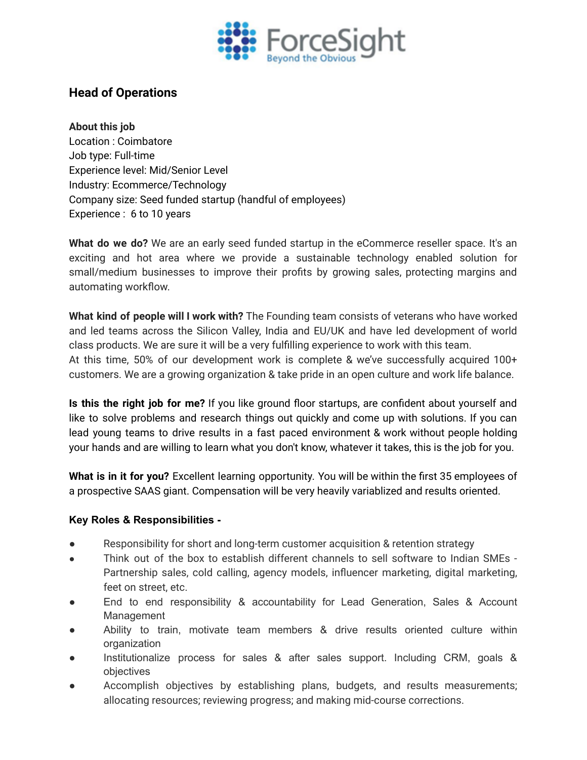# Head of Operations

**About this job**
Location : Coimbatore
Job type: Full-time
Experience level: Mid/Senior Level
Industry: Ecommerce/Technology
Company size: Seed funded startup (handful of employees)
Experience : 6 to 10 years

**What do we do?** We are an early seed funded startup in the eCommerce reseller space. It's an exciting and hot area where we provide a sustainable technology enabled solution for small/medium businesses to improve their profits by growing sales, protecting margins and automating workflow.

**What kind of people will I work with?** The Founding team consists of veterans who have worked and led teams across the Silicon Valley, India and EU/UK and have led development of world class products. We are sure it will be a very fulfilling experience to work with this team.
At this time, 50% of our development work is complete & we've successfully acquired 100+ customers. We are a growing organization & take pride in an open culture and work life balance.

**Is this the right job for me?** If you like ground floor startups, are confident about yourself and like to solve problems and research things out quickly and come up with solutions. If you can lead young teams to drive results in a fast paced environment & work without people holding your hands and are willing to learn what you don't know, whatever it takes, this is the job for you.

**What is in it for you?** Excellent learning opportunity. You will be within the first 35 employees of a prospective SAAS giant. Compensation will be very heavily variablized and results oriented.

**Key Roles & Responsibilities -**

- Responsibility for short and long-term customer acquisition & retention strategy
- Think out of the box to establish different channels to sell software to Indian SMEs - Partnership sales, cold calling, agency models, influencer marketing, digital marketing, feet on street, etc.
- End to end responsibility & accountability for Lead Generation, Sales & Account Management
- Ability to train, motivate team members & drive results oriented culture within organization
- Institutionalize process for sales & after sales support. Including CRM, goals & objectives
- Accomplish objectives by establishing plans, budgets, and results measurements; allocating resources; reviewing progress; and making mid-course corrections.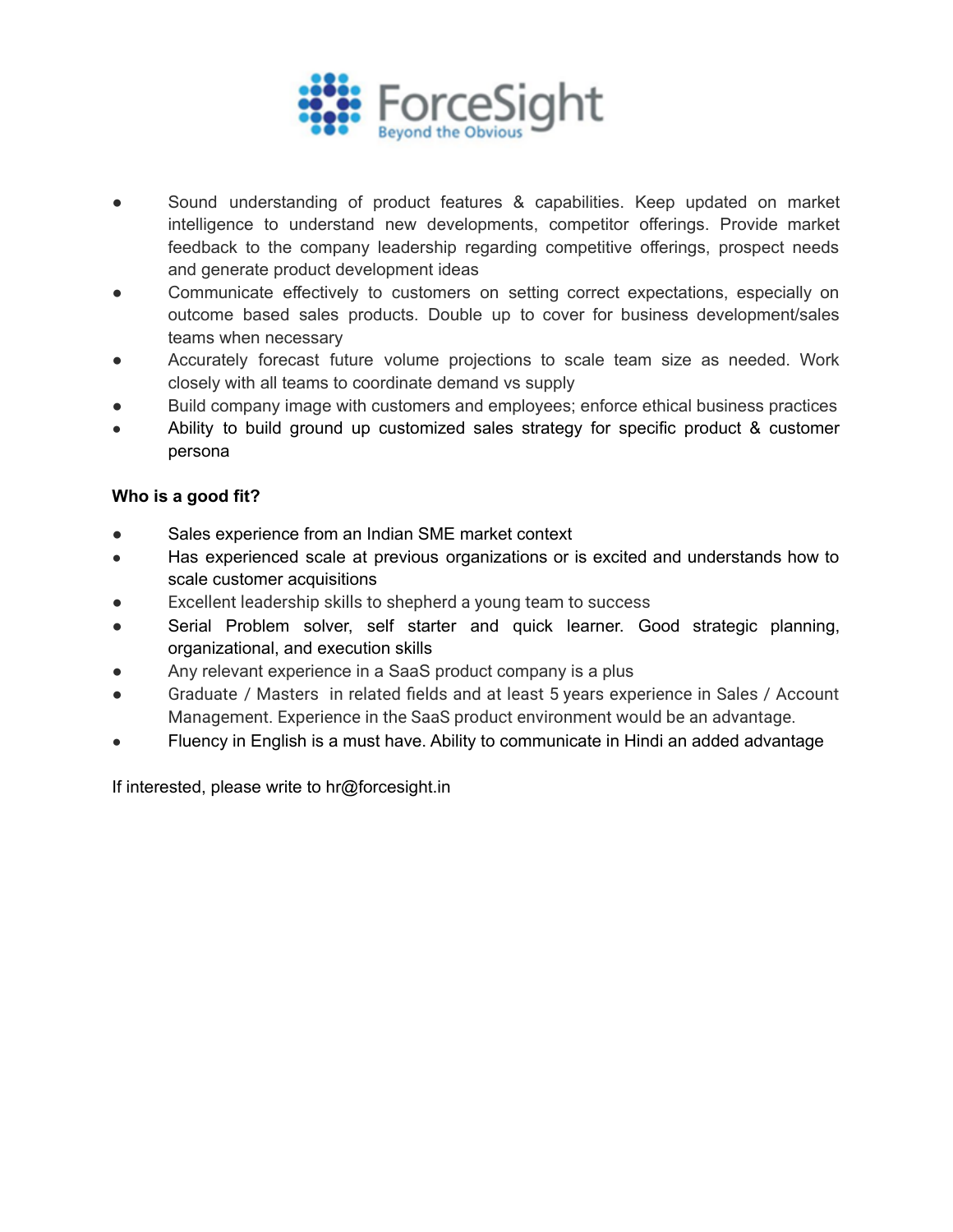- Sound understanding of product features & capabilities. Keep updated on market intelligence to understand new developments, competitor offerings. Provide market feedback to the company leadership regarding competitive offerings, prospect needs and generate product development ideas
- Communicate effectively to customers on setting correct expectations, especially on outcome based sales products. Double up to cover for business development/sales teams when necessary
- Accurately forecast future volume projections to scale team size as needed. Work closely with all teams to coordinate demand vs supply
- Build company image with customers and employees; enforce ethical business practices
- Ability to build ground up customized sales strategy for specific product & customer persona

**Who is a good fit?**

- Sales experience from an Indian SME market context
- Has experienced scale at previous organizations or is excited and understands how to scale customer acquisitions
- Excellent leadership skills to shepherd a young team to success
- Serial Problem solver, self starter and quick learner. Good strategic planning, organizational, and execution skills
- Any relevant experience in a SaaS product company is a plus
- Graduate / Masters in related fields and at least 5 years experience in Sales / Account Management. Experience in the SaaS product environment would be an advantage.
- Fluency in English is a must have. Ability to communicate in Hindi an added advantage

If interested, please write to hr@forcesight.in